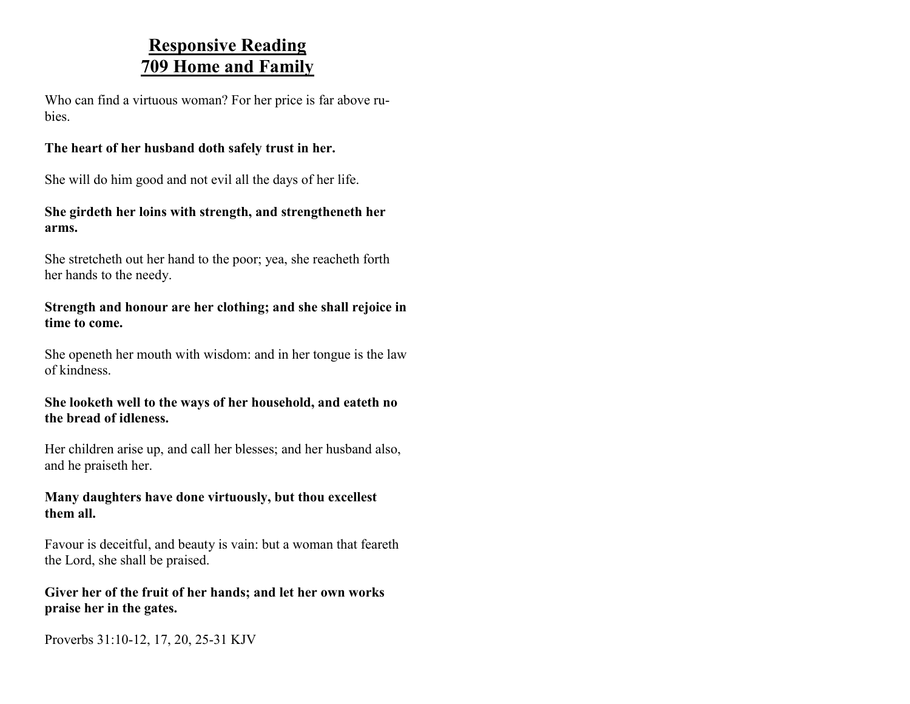## Responsive Reading
## 709 Home and Family

Who can find a virtuous woman? For her price is far above rubies.

**The heart of her husband doth safely trust in her.**

She will do him good and not evil all the days of her life.

**She girdeth her loins with strength, and strengtheneth her arms.**

She stretcheth out her hand to the poor; yea, she reacheth forth her hands to the needy.

**Strength and honour are her clothing; and she shall rejoice in time to come.**

She openeth her mouth with wisdom: and in her tongue is the law of kindness.

**She looketh well to the ways of her household, and eateth no the bread of idleness.**

Her children arise up, and call her blesses; and her husband also, and he praiseth her.

**Many daughters have done virtuously, but thou excellest them all.**

Favour is deceitful, and beauty is vain: but a woman that feareth the Lord, she shall be praised.

**Giver her of the fruit of her hands; and let her own works praise her in the gates.**

Proverbs 31:10-12, 17, 20, 25-31 KJV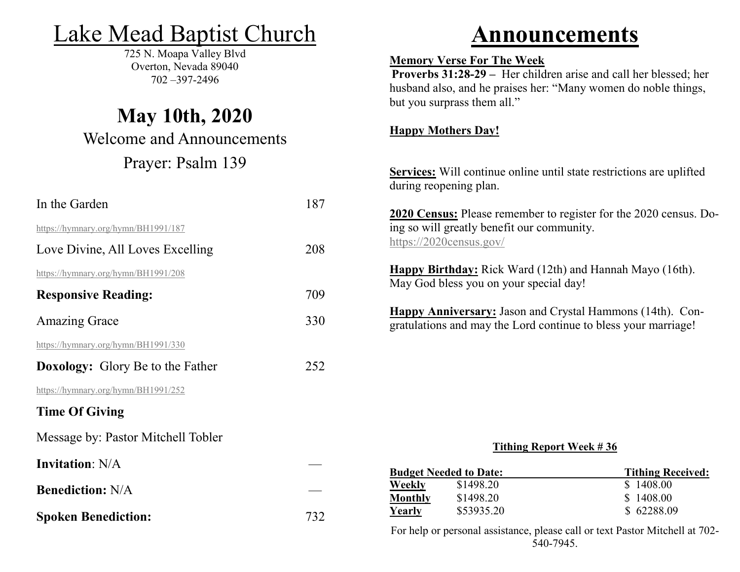# Lake Mead Baptist Church

725 N. Moapa Valley Blvd
Overton, Nevada 89040
702 –397-2496

## May 10th, 2020

Welcome and Announcements

Prayer: Psalm 139

| | |
|---|---|
| In the Garden | 187 |
| https://hymnary.org/hymn/BH1991/187 | |
| Love Divine, All Loves Excelling | 208 |
| https://hymnary.org/hymn/BH1991/208 | |
| **Responsive Reading:** | 709 |
| Amazing Grace | 330 |
| https://hymnary.org/hymn/BH1991/330 | |
| **Doxology:** Glory Be to the Father | 252 |
| https://hymnary.org/hymn/BH1991/252 | |
| **Time Of Giving** | |
| Message by: Pastor Mitchell Tobler | |
| **Invitation**: N/A | — |
| **Benediction:** N/A | — |
| **Spoken Benediction:** | 732 |

# Announcements

**Memory Verse For The Week**

**Proverbs 31:28-29 –** Her children arise and call her blessed; her husband also, and he praises her: "Many women do noble things, but you surpass them all."

**Happy Mothers Day!**

**Services:** Will continue online until state restrictions are uplifted during reopening plan.

**2020 Census:** Please remember to register for the 2020 census. Doing so will greatly benefit our community. https://2020census.gov/

**Happy Birthday:** Rick Ward (12th) and Hannah Mayo (16th). May God bless you on your special day!

**Happy Anniversary:** Jason and Crystal Hammons (14th). Congratulations and may the Lord continue to bless your marriage!

**Tithing Report Week # 36**

| Budget Needed to Date: | | Tithing Received: |
|---|---|---|
| **Weekly** | $1498.20 | $ 1408.00 |
| **Monthly** | $1498.20 | $ 1408.00 |
| **Yearly** | $53935.20 | $ 62288.09 |

For help or personal assistance, please call or text Pastor Mitchell at 702-540-7945.